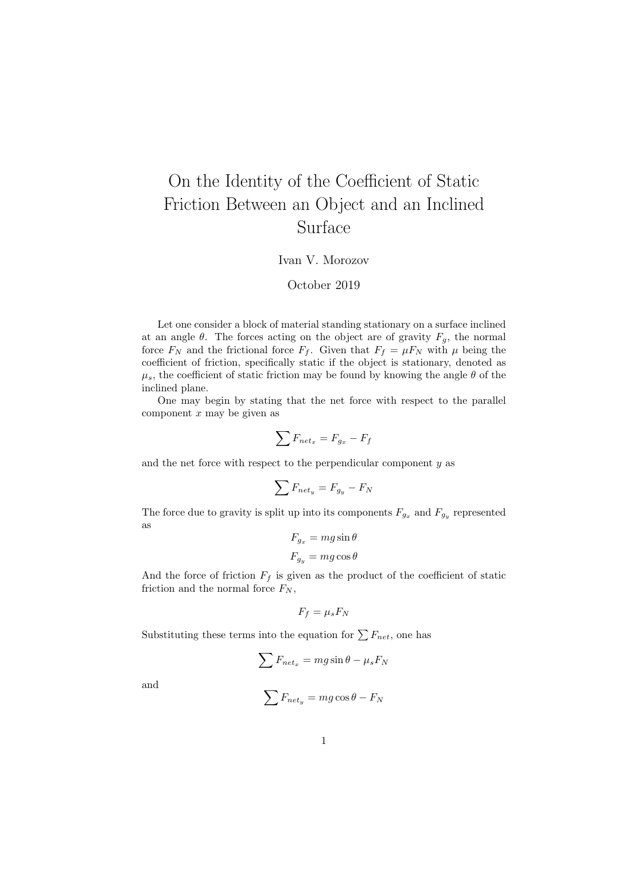# On the Identity of the Coefficient of Static Friction Between an Object and an Inclined Surface

Ivan V. Morozov

October 2019

Let one consider a block of material standing stationary on a surface inclined at an angle $\theta$. The forces acting on the object are of gravity $F_g$, the normal force $F_N$ and the frictional force $F_f$. Given that $F_f = \mu F_N$ with $\mu$ being the coefficient of friction, specifically static if the object is stationary, denoted as $\mu_s$, the coefficient of static friction may be found by knowing the angle $\theta$ of the inclined plane.

One may begin by stating that the net force with respect to the parallel component $x$ may be given as

$$\sum F_{net_x} = F_{g_x} - F_f$$

and the net force with respect to the perpendicular component $y$ as

$$\sum F_{net_y} = F_{g_y} - F_N$$

The force due to gravity is split up into its components $F_{g_x}$ and $F_{g_y}$ represented as

$$F_{g_x} = mg \sin\theta$$

$$F_{g_y} = mg \cos\theta$$

And the force of friction $F_f$ is given as the product of the coefficient of static friction and the normal force $F_N$,

$$F_f = \mu_s F_N$$

Substituting these terms into the equation for $\sum F_{net}$, one has

$$\sum F_{net_x} = mg \sin\theta - \mu_s F_N$$

and

$$\sum F_{net_y} = mg \cos\theta - F_N$$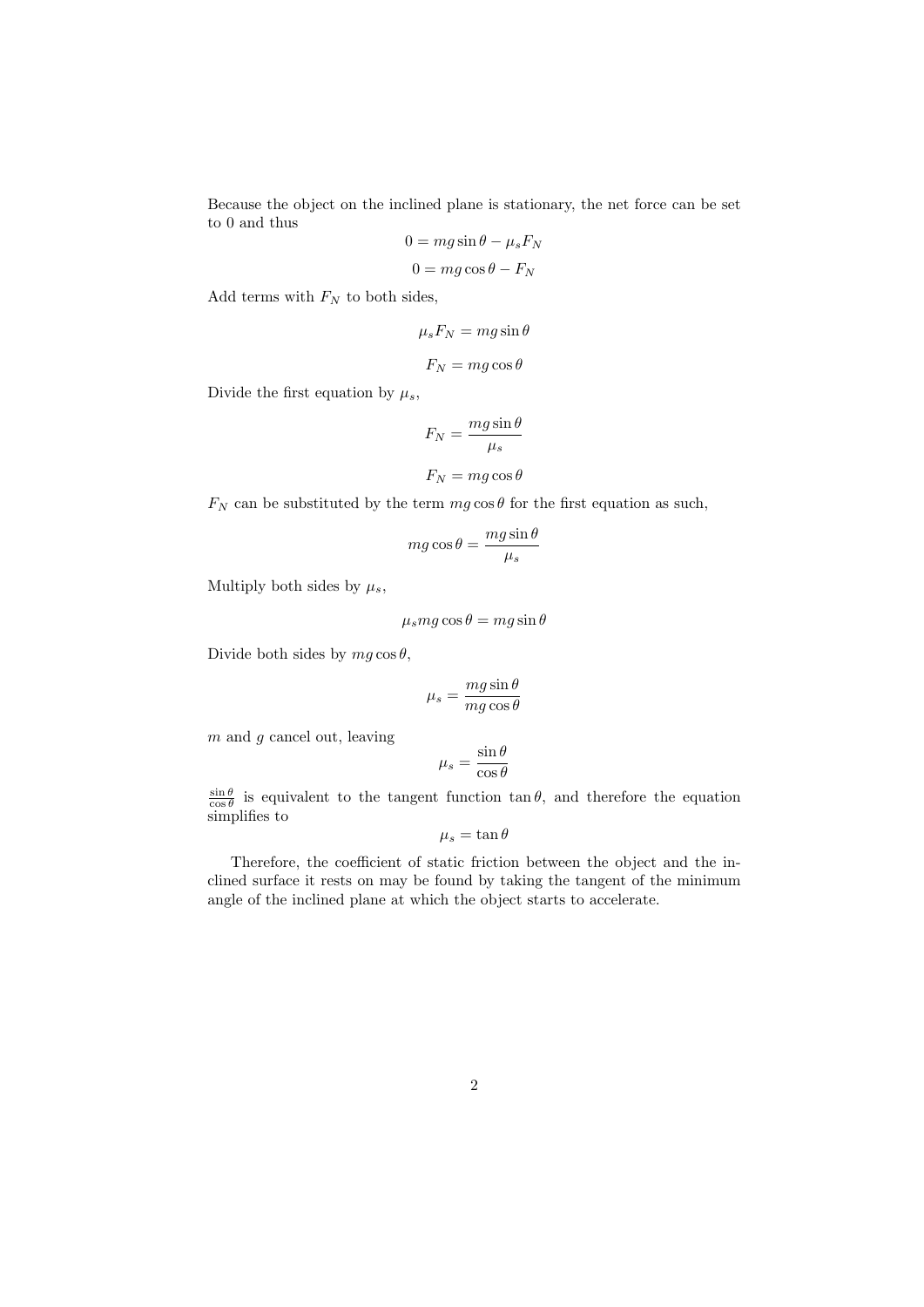Because the object on the inclined plane is stationary, the net force can be set to 0 and thus

$$0 = mg\sin\theta - \mu_s F_N$$

$$0 = mg\cos\theta - F_N$$

Add terms with $F_N$ to both sides,

$$\mu_s F_N = mg\sin\theta$$

$$F_N = mg\cos\theta$$

Divide the first equation by $\mu_s$,

$$F_N = \frac{mg\sin\theta}{\mu_s}$$

$$F_N = mg\cos\theta$$

$F_N$ can be substituted by the term $mg\cos\theta$ for the first equation as such,

$$mg\cos\theta = \frac{mg\sin\theta}{\mu_s}$$

Multiply both sides by $\mu_s$,

$$\mu_s mg\cos\theta = mg\sin\theta$$

Divide both sides by $mg\cos\theta$,

$$\mu_s = \frac{mg\sin\theta}{mg\cos\theta}$$

$m$ and $g$ cancel out, leaving

$$\mu_s = \frac{\sin\theta}{\cos\theta}$$

$\frac{\sin\theta}{\cos\theta}$ is equivalent to the tangent function $\tan\theta$, and therefore the equation simplifies to

$$\mu_s = \tan\theta$$

Therefore, the coefficient of static friction between the object and the inclined surface it rests on may be found by taking the tangent of the minimum angle of the inclined plane at which the object starts to accelerate.